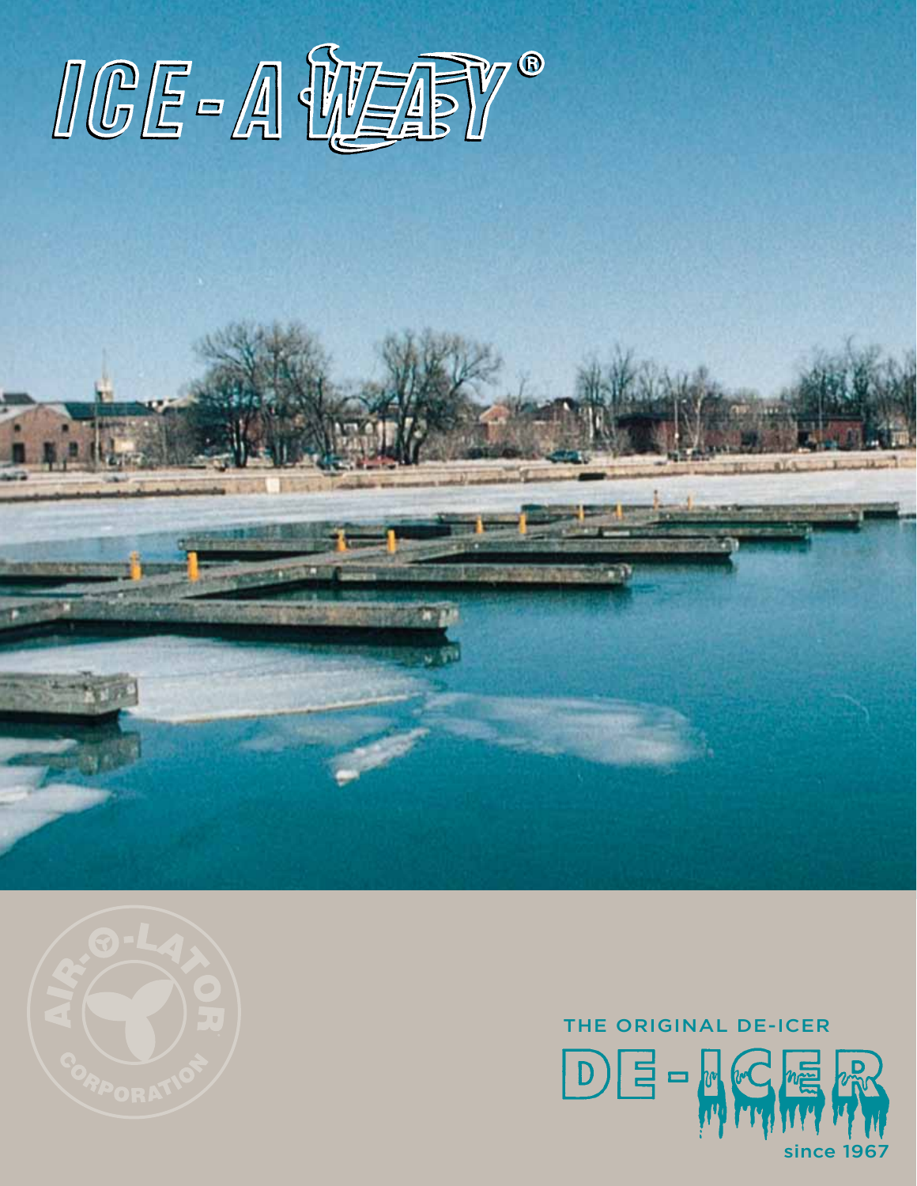# ICE-A WAY®

AIR-O-LATOR CORPORATION

THE ORIGINAL DE-ICER

## DE-ICER

since 1967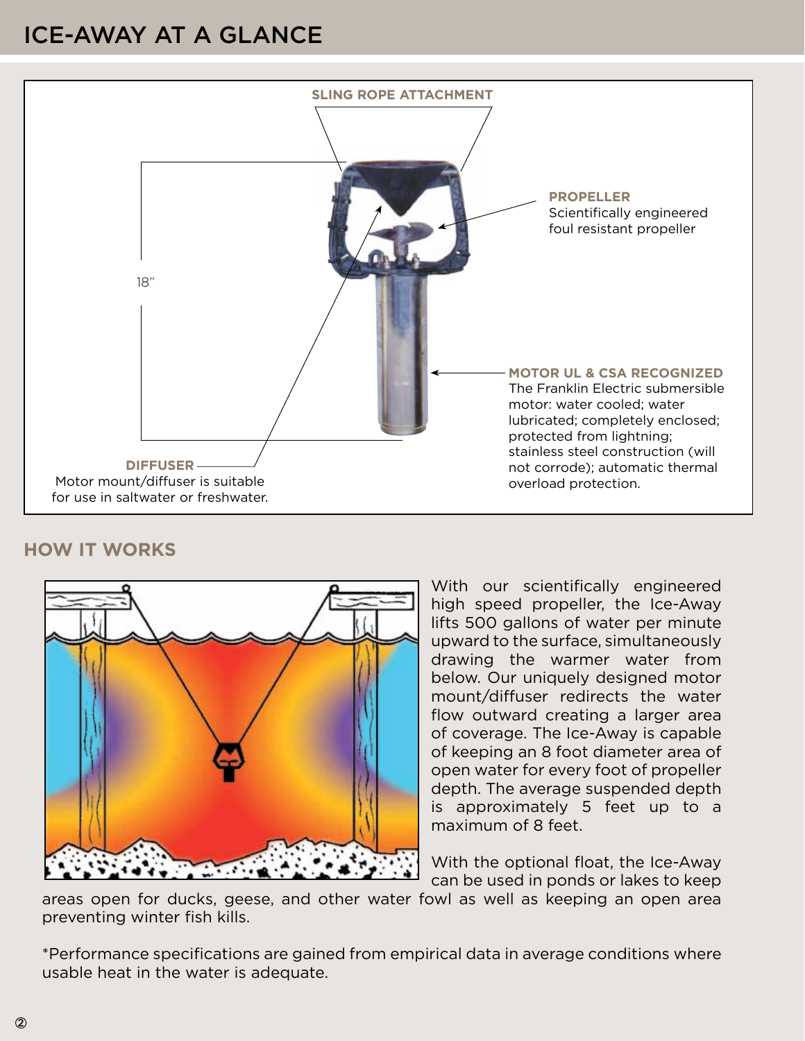# ICE-AWAY AT A GLANCE

**SLING ROPE ATTACHMENT**

**PROPELLER**
Scientifically engineered foul resistant propeller

18"

**MOTOR UL & CSA RECOGNIZED**
The Franklin Electric submersible motor: water cooled; water lubricated; completely enclosed; protected from lightning; stainless steel construction (will not corrode); automatic thermal overload protection.

**DIFFUSER**
Motor mount/diffuser is suitable for use in saltwater or freshwater.

## HOW IT WORKS

With our scientifically engineered high speed propeller, the Ice-Away lifts 500 gallons of water per minute upward to the surface, simultaneously drawing the warmer water from below. Our uniquely designed motor mount/diffuser redirects the water flow outward creating a larger area of coverage. The Ice-Away is capable of keeping an 8 foot diameter area of open water for every foot of propeller depth. The average suspended depth is approximately 5 feet up to a maximum of 8 feet.

With the optional float, the Ice-Away can be used in ponds or lakes to keep areas open for ducks, geese, and other water fowl as well as keeping an open area preventing winter fish kills.

*Performance specifications are gained from empirical data in average conditions where usable heat in the water is adequate.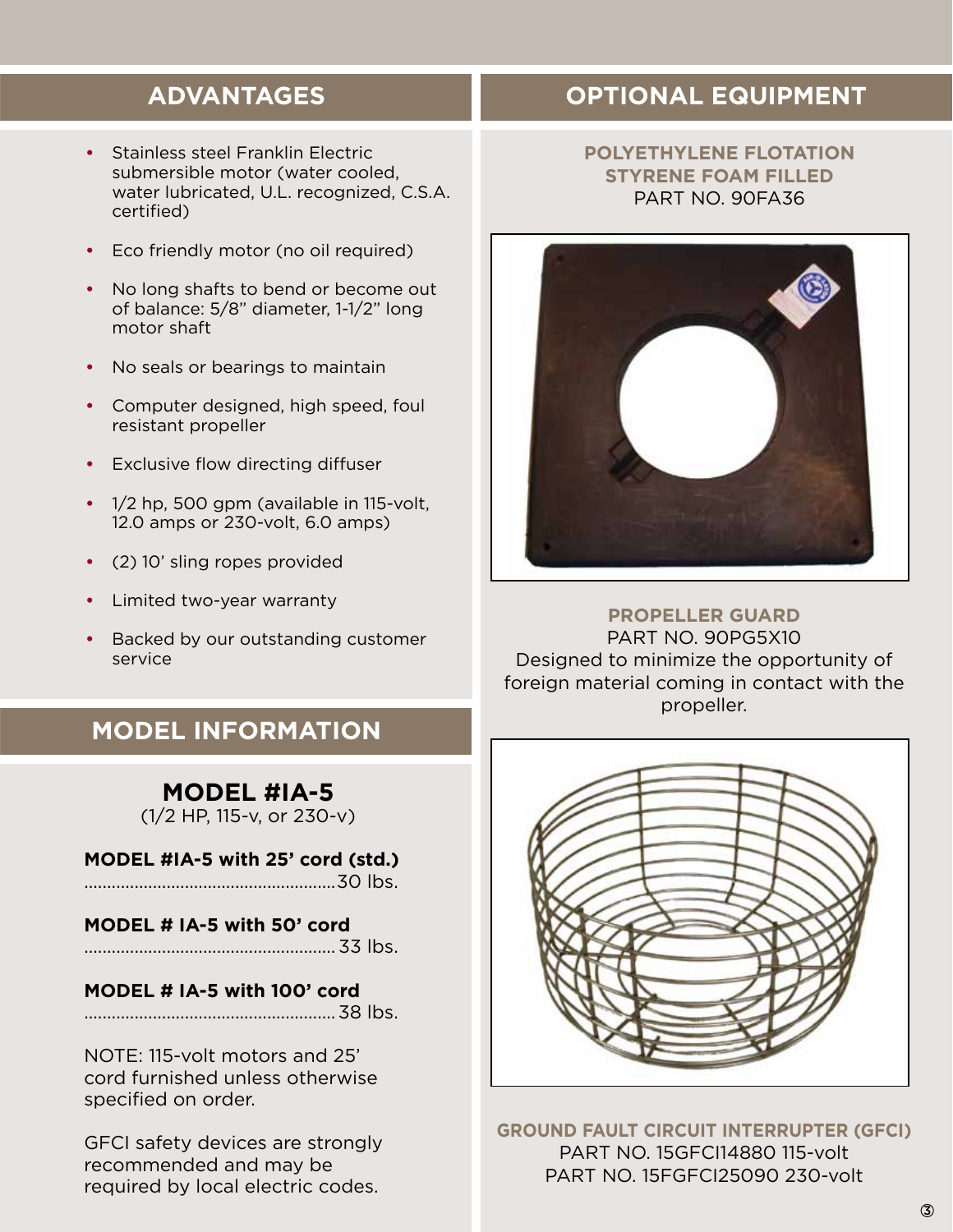## ADVANTAGES

- Stainless steel Franklin Electric submersible motor (water cooled, water lubricated, U.L. recognized, C.S.A. certified)
- Eco friendly motor (no oil required)
- No long shafts to bend or become out of balance: 5/8" diameter, 1-1/2" long motor shaft
- No seals or bearings to maintain
- Computer designed, high speed, foul resistant propeller
- Exclusive flow directing diffuser
- 1/2 hp, 500 gpm (available in 115-volt, 12.0 amps or 230-volt, 6.0 amps)
- (2) 10' sling ropes provided
- Limited two-year warranty
- Backed by our outstanding customer service

## MODEL INFORMATION

### MODEL #IA-5
(1/2 HP, 115-v, or 230-v)

**MODEL #IA-5 with 25' cord (std.)**
.......................................................30 lbs.

**MODEL # IA-5 with 50' cord**
....................................................... 33 lbs.

**MODEL # IA-5 with 100' cord**
....................................................... 38 lbs.

NOTE: 115-volt motors and 25' cord furnished unless otherwise specified on order.

GFCI safety devices are strongly recommended and may be required by local electric codes.

## OPTIONAL EQUIPMENT

**POLYETHYLENE FLOTATION STYRENE FOAM FILLED**
PART NO. 90FA36

**PROPELLER GUARD**
PART NO. 90PG5X10
Designed to minimize the opportunity of foreign material coming in contact with the propeller.

**GROUND FAULT CIRCUIT INTERRUPTER (GFCI)**
PART NO. 15GFCI14880 115-volt
PART NO. 15FGFCI25090 230-volt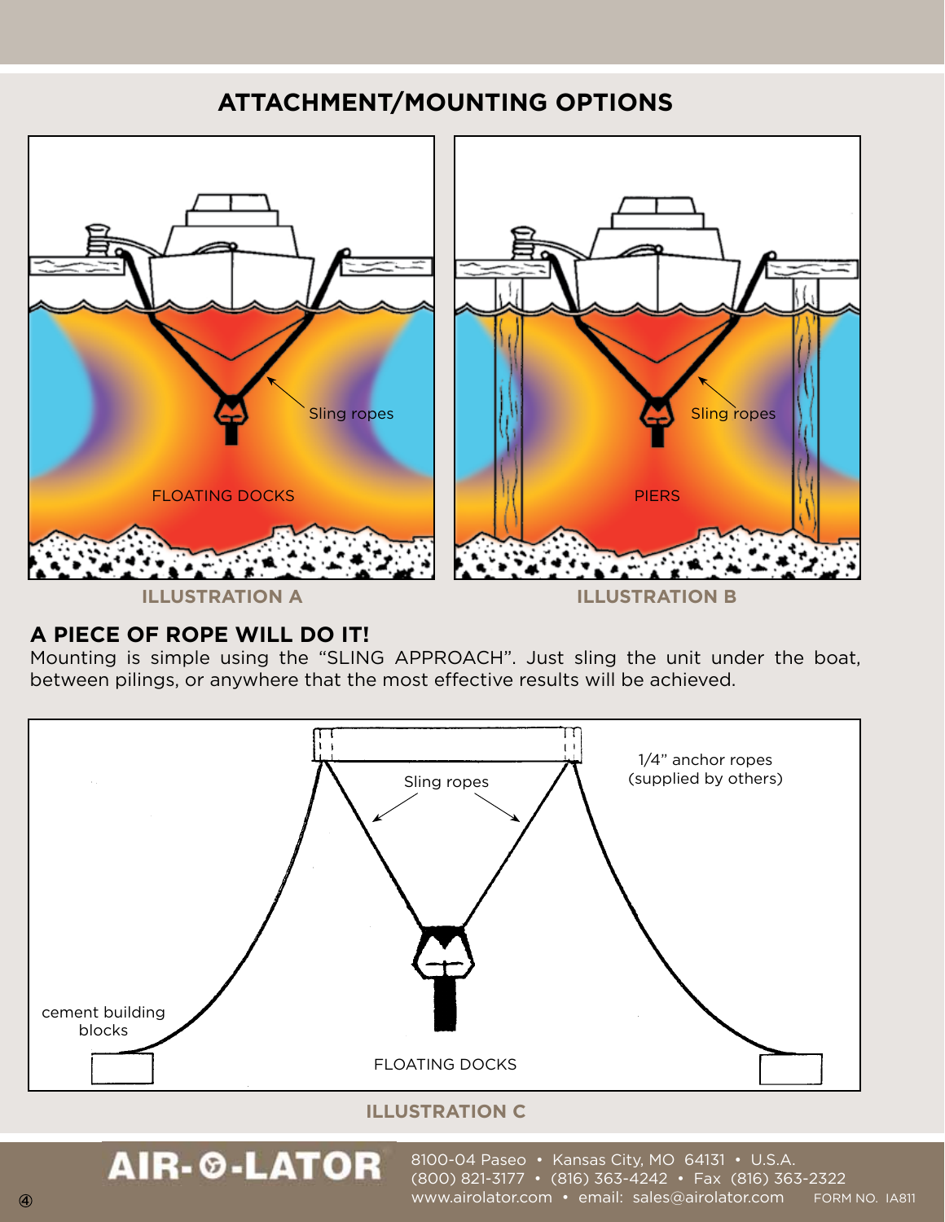## ATTACHMENT/MOUNTING OPTIONS

Sling ropes

FLOATING DOCKS

ILLUSTRATION A

Sling ropes

PIERS

ILLUSTRATION B

### A PIECE OF ROPE WILL DO IT!

Mounting is simple using the "SLING APPROACH". Just sling the unit under the boat, between pilings, or anywhere that the most effective results will be achieved.

Sling ropes

1/4" anchor ropes (supplied by others)

cement building blocks

FLOATING DOCKS

ILLUSTRATION C

AIR-O-LATOR

8100-04 Paseo • Kansas City, MO 64131 • U.S.A.
(800) 821-3177 • (816) 363-4242 • Fax (816) 363-2322
www.airolator.com • email: sales@airolator.com FORM NO. IA811